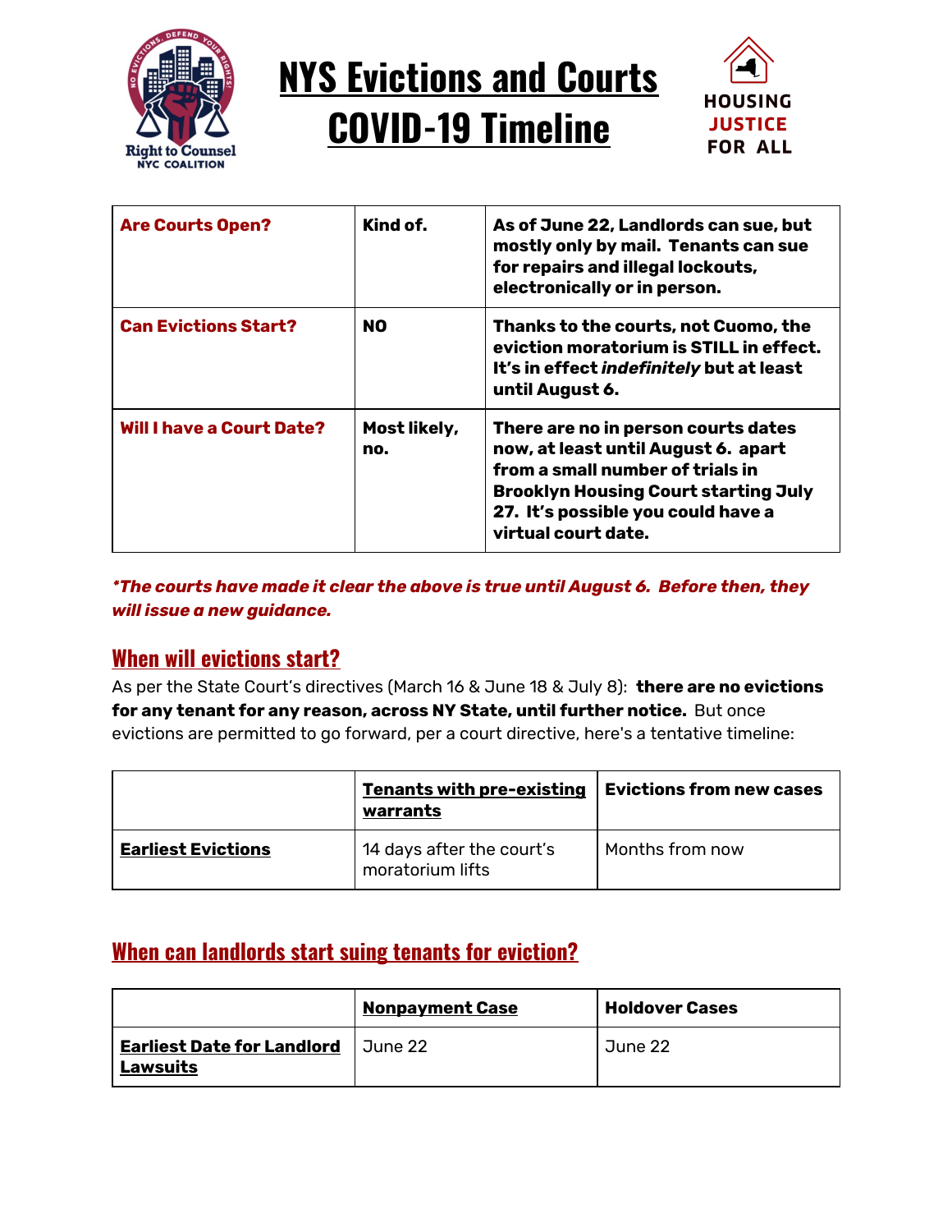# NYS Evictions and Courts COVID-19 Timeline

Right to Counsel NYC Coalition — NO EVICTIONS, DEFEND YOUR RIGHTS!

HOUSING JUSTICE FOR ALL

| Are Courts Open? | Kind of. | **As of June 22, Landlords can sue, but mostly only by mail. Tenants can sue for repairs and illegal lockouts, electronically or in person.** |
|---|---|---|
| **Can Evictions Start?** | **NO** | **Thanks to the courts, not Cuomo, the eviction moratorium is STILL in effect. It's in effect *indefinitely* but at least until August 6.** |
| **Will I have a Court Date?** | **Most likely, no.** | **There are no in person courts dates now, at least until August 6. apart from a small number of trials in Brooklyn Housing Court starting July 27. It's possible you could have a virtual court date.** |

***The courts have made it clear the above is true until August 6. Before then, they will issue a new guidance.***

## When will evictions start?

As per the State Court's directives (March 16 & June 18 & July 8): **there are no evictions for any tenant for any reason, across NY State, until further notice.** But once evictions are permitted to go forward, per a court directive, here's a tentative timeline:

| | **Tenants with pre-existing warrants** | **Evictions from new cases** |
|---|---|---|
| **Earliest Evictions** | 14 days after the court's moratorium lifts | Months from now |

## When can landlords start suing tenants for eviction?

| | **Nonpayment Case** | **Holdover Cases** |
|---|---|---|
| **Earliest Date for Landlord Lawsuits** | June 22 | June 22 |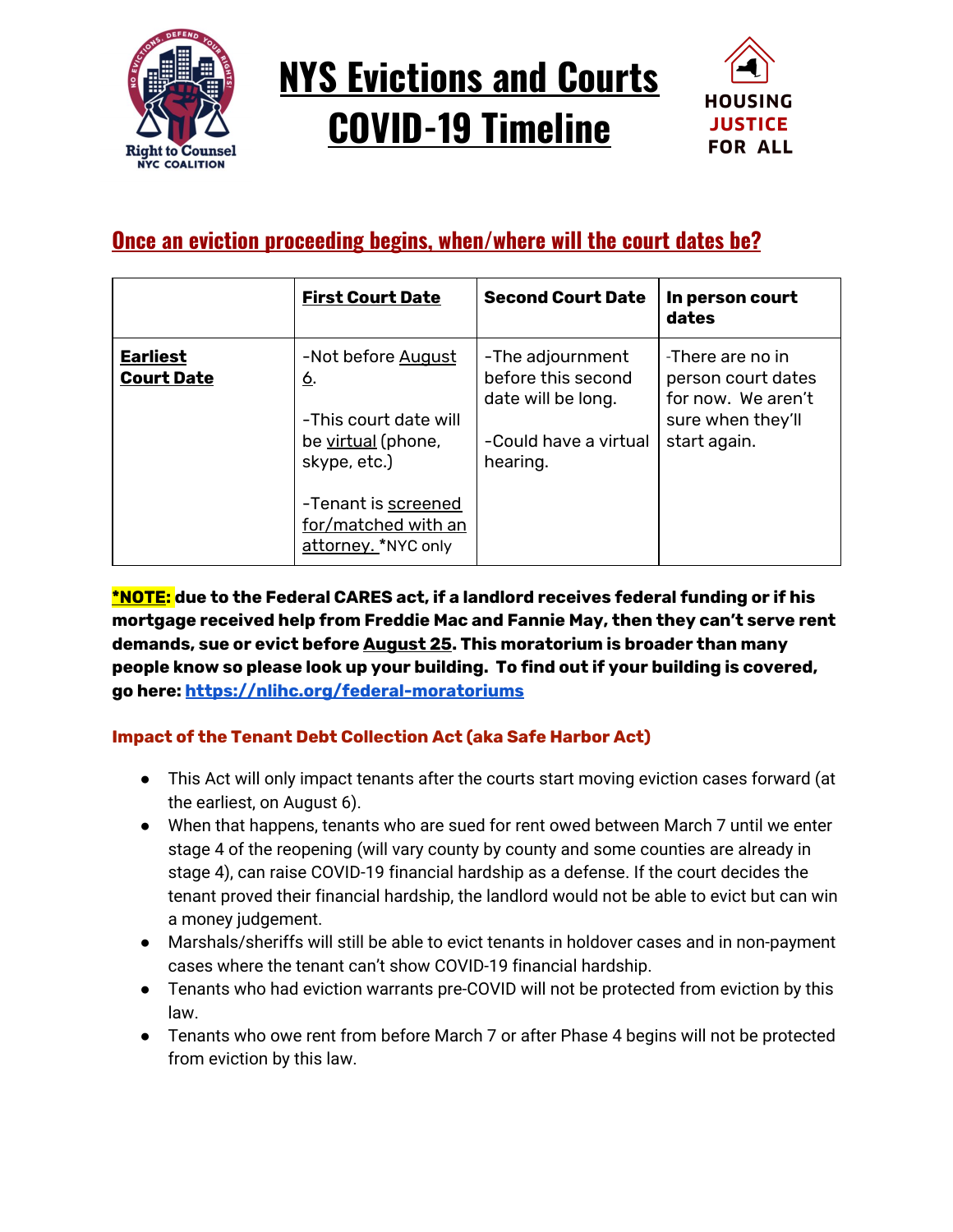# NYS Evictions and Courts COVID-19 Timeline

## Once an eviction proceeding begins, when/where will the court dates be?

| | First Court Date | Second Court Date | In person court dates |
|---|---|---|---|
| **Earliest Court Date** | -Not before August 6.<br><br>-This court date will be virtual (phone, skype, etc.)<br><br>-Tenant is screened for/matched with an attorney. *NYC only | -The adjournment before this second date will be long.<br><br>-Could have a virtual hearing. | -There are no in person court dates for now. We aren't sure when they'll start again. |

**\*NOTE: due to the Federal CARES act, if a landlord receives federal funding or if his mortgage received help from Freddie Mac and Fannie May, then they can't serve rent demands, sue or evict before August 25. This moratorium is broader than many people know so please look up your building. To find out if your building is covered, go here: https://nlihc.org/federal-moratoriums**

### Impact of the Tenant Debt Collection Act (aka Safe Harbor Act)

- This Act will only impact tenants after the courts start moving eviction cases forward (at the earliest, on August 6).
- When that happens, tenants who are sued for rent owed between March 7 until we enter stage 4 of the reopening (will vary county by county and some counties are already in stage 4), can raise COVID-19 financial hardship as a defense. If the court decides the tenant proved their financial hardship, the landlord would not be able to evict but can win a money judgement.
- Marshals/sheriffs will still be able to evict tenants in holdover cases and in non-payment cases where the tenant can't show COVID-19 financial hardship.
- Tenants who had eviction warrants pre-COVID will not be protected from eviction by this law.
- Tenants who owe rent from before March 7 or after Phase 4 begins will not be protected from eviction by this law.